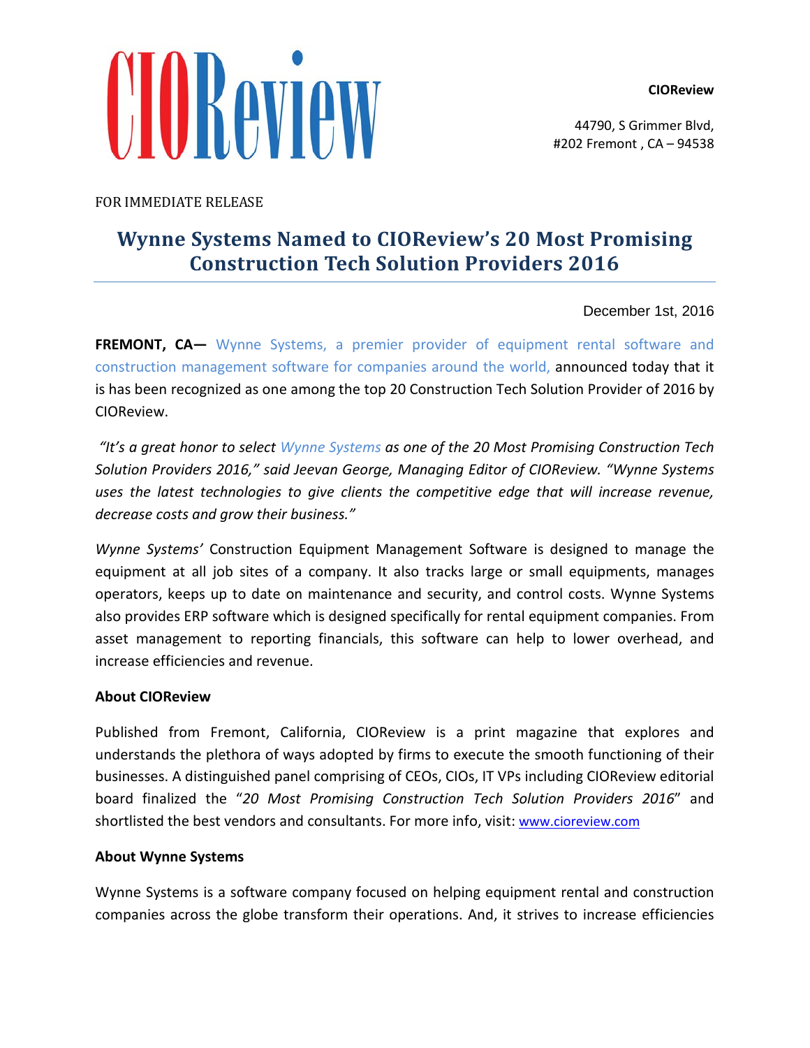CIOReview

**CIOReview**

44790, S Grimmer Blvd,
#202 Fremont , CA – 94538

FOR IMMEDIATE RELEASE

# Wynne Systems Named to CIOReview's 20 Most Promising Construction Tech Solution Providers 2016

December 1st, 2016

**FREMONT, CA—** Wynne Systems, a premier provider of equipment rental software and construction management software for companies around the world, announced today that it is has been recognized as one among the top 20 Construction Tech Solution Provider of 2016 by CIOReview.

*"It's a great honor to select Wynne Systems as one of the 20 Most Promising Construction Tech Solution Providers 2016," said Jeevan George, Managing Editor of CIOReview. "Wynne Systems uses the latest technologies to give clients the competitive edge that will increase revenue, decrease costs and grow their business."*

*Wynne Systems'* Construction Equipment Management Software is designed to manage the equipment at all job sites of a company. It also tracks large or small equipments, manages operators, keeps up to date on maintenance and security, and control costs. Wynne Systems also provides ERP software which is designed specifically for rental equipment companies. From asset management to reporting financials, this software can help to lower overhead, and increase efficiencies and revenue.

**About CIOReview**

Published from Fremont, California, CIOReview is a print magazine that explores and understands the plethora of ways adopted by firms to execute the smooth functioning of their businesses. A distinguished panel comprising of CEOs, CIOs, IT VPs including CIOReview editorial board finalized the "*20 Most Promising Construction Tech Solution Providers 2016*" and shortlisted the best vendors and consultants. For more info, visit: www.cioreview.com

**About Wynne Systems**

Wynne Systems is a software company focused on helping equipment rental and construction companies across the globe transform their operations. And, it strives to increase efficiencies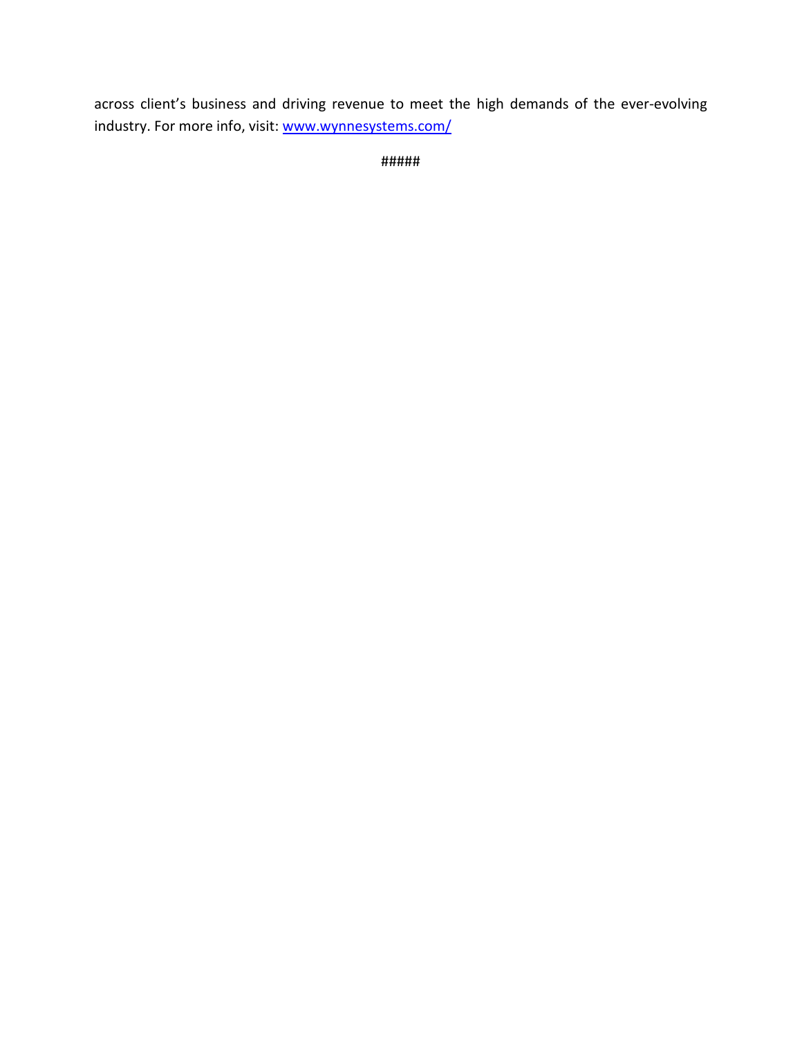across client's business and driving revenue to meet the high demands of the ever-evolving industry. For more info, visit: [www.wynnesystems.com/](www.wynnesystems.com/)

#####